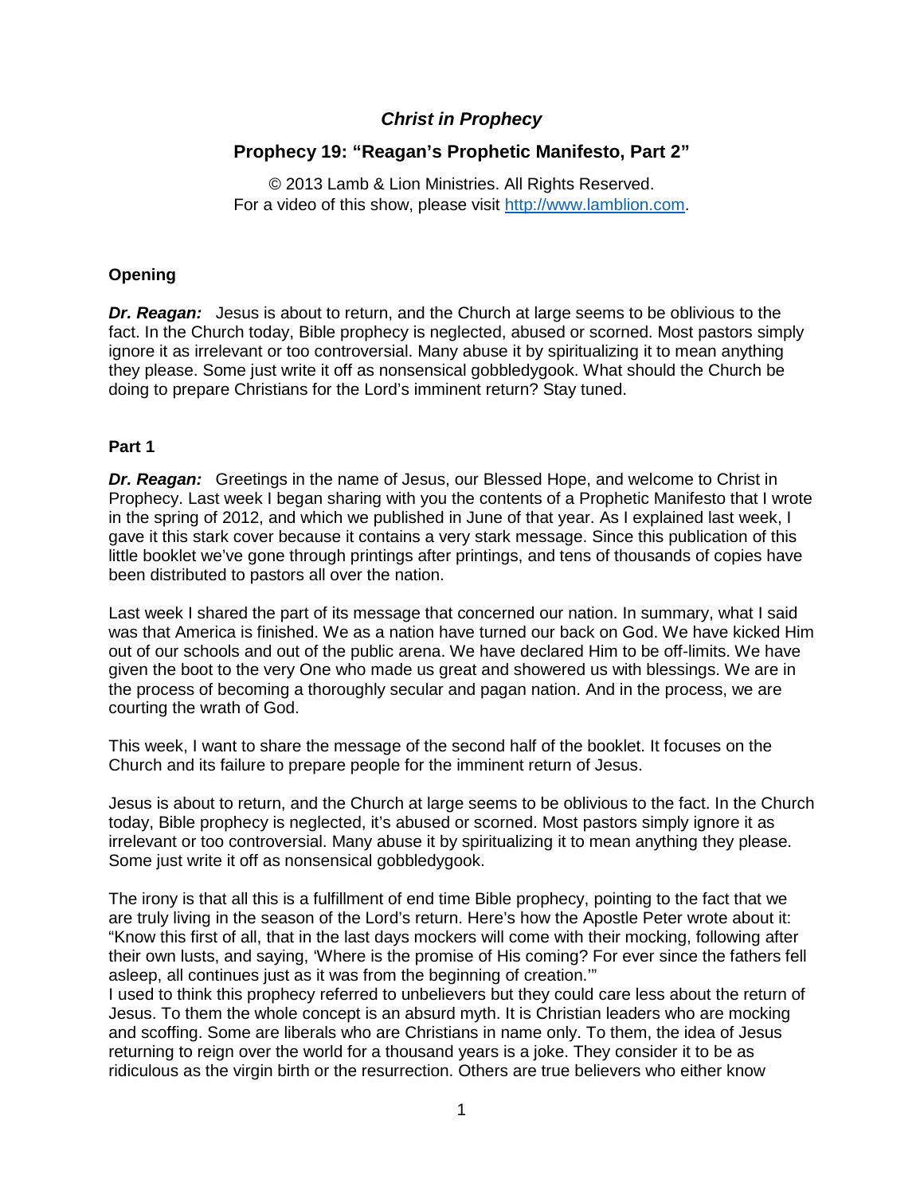## *Christ in Prophecy*

### Prophecy 19: "Reagan's Prophetic Manifesto, Part 2"

© 2013 Lamb & Lion Ministries. All Rights Reserved.
For a video of this show, please visit http://www.lamblion.com.

**Opening**

***Dr. Reagan:*** Jesus is about to return, and the Church at large seems to be oblivious to the fact. In the Church today, Bible prophecy is neglected, abused or scorned. Most pastors simply ignore it as irrelevant or too controversial. Many abuse it by spiritualizing it to mean anything they please. Some just write it off as nonsensical gobbledygook. What should the Church be doing to prepare Christians for the Lord's imminent return? Stay tuned.

**Part 1**

***Dr. Reagan:*** Greetings in the name of Jesus, our Blessed Hope, and welcome to Christ in Prophecy. Last week I began sharing with you the contents of a Prophetic Manifesto that I wrote in the spring of 2012, and which we published in June of that year. As I explained last week, I gave it this stark cover because it contains a very stark message. Since this publication of this little booklet we've gone through printings after printings, and tens of thousands of copies have been distributed to pastors all over the nation.

Last week I shared the part of its message that concerned our nation. In summary, what I said was that America is finished. We as a nation have turned our back on God. We have kicked Him out of our schools and out of the public arena. We have declared Him to be off-limits. We have given the boot to the very One who made us great and showered us with blessings. We are in the process of becoming a thoroughly secular and pagan nation. And in the process, we are courting the wrath of God.

This week, I want to share the message of the second half of the booklet. It focuses on the Church and its failure to prepare people for the imminent return of Jesus.

Jesus is about to return, and the Church at large seems to be oblivious to the fact. In the Church today, Bible prophecy is neglected, it's abused or scorned. Most pastors simply ignore it as irrelevant or too controversial. Many abuse it by spiritualizing it to mean anything they please. Some just write it off as nonsensical gobbledygook.

The irony is that all this is a fulfillment of end time Bible prophecy, pointing to the fact that we are truly living in the season of the Lord's return. Here's how the Apostle Peter wrote about it: "Know this first of all, that in the last days mockers will come with their mocking, following after their own lusts, and saying, 'Where is the promise of His coming? For ever since the fathers fell asleep, all continues just as it was from the beginning of creation.'"

I used to think this prophecy referred to unbelievers but they could care less about the return of Jesus. To them the whole concept is an absurd myth. It is Christian leaders who are mocking and scoffing. Some are liberals who are Christians in name only. To them, the idea of Jesus returning to reign over the world for a thousand years is a joke. They consider it to be as ridiculous as the virgin birth or the resurrection. Others are true believers who either know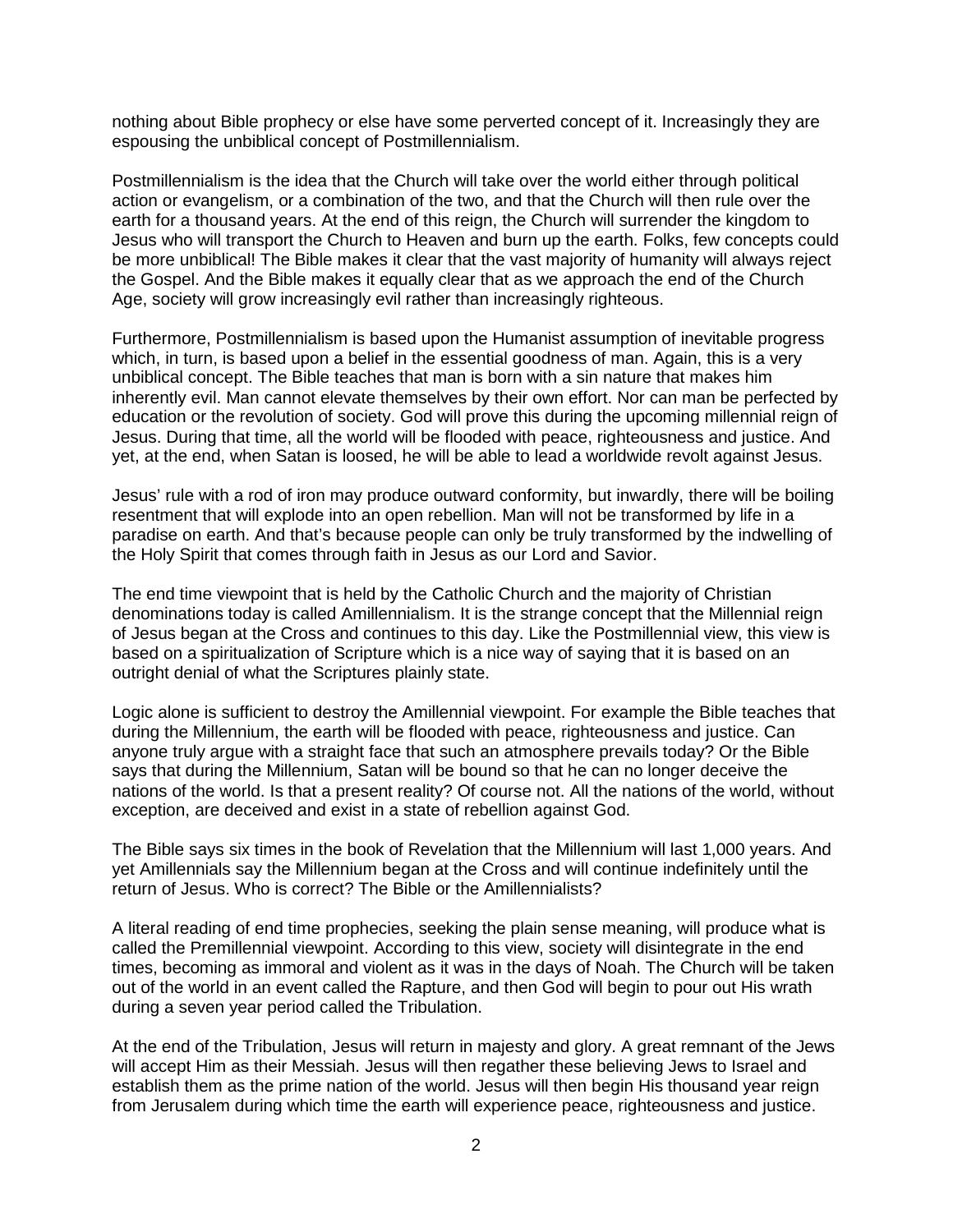nothing about Bible prophecy or else have some perverted concept of it. Increasingly they are espousing the unbiblical concept of Postmillennialism.

Postmillennialism is the idea that the Church will take over the world either through political action or evangelism, or a combination of the two, and that the Church will then rule over the earth for a thousand years. At the end of this reign, the Church will surrender the kingdom to Jesus who will transport the Church to Heaven and burn up the earth. Folks, few concepts could be more unbiblical! The Bible makes it clear that the vast majority of humanity will always reject the Gospel. And the Bible makes it equally clear that as we approach the end of the Church Age, society will grow increasingly evil rather than increasingly righteous.

Furthermore, Postmillennialism is based upon the Humanist assumption of inevitable progress which, in turn, is based upon a belief in the essential goodness of man. Again, this is a very unbiblical concept. The Bible teaches that man is born with a sin nature that makes him inherently evil. Man cannot elevate themselves by their own effort. Nor can man be perfected by education or the revolution of society. God will prove this during the upcoming millennial reign of Jesus. During that time, all the world will be flooded with peace, righteousness and justice. And yet, at the end, when Satan is loosed, he will be able to lead a worldwide revolt against Jesus.

Jesus' rule with a rod of iron may produce outward conformity, but inwardly, there will be boiling resentment that will explode into an open rebellion. Man will not be transformed by life in a paradise on earth. And that's because people can only be truly transformed by the indwelling of the Holy Spirit that comes through faith in Jesus as our Lord and Savior.

The end time viewpoint that is held by the Catholic Church and the majority of Christian denominations today is called Amillennialism. It is the strange concept that the Millennial reign of Jesus began at the Cross and continues to this day. Like the Postmillennial view, this view is based on a spiritualization of Scripture which is a nice way of saying that it is based on an outright denial of what the Scriptures plainly state.

Logic alone is sufficient to destroy the Amillennial viewpoint. For example the Bible teaches that during the Millennium, the earth will be flooded with peace, righteousness and justice. Can anyone truly argue with a straight face that such an atmosphere prevails today? Or the Bible says that during the Millennium, Satan will be bound so that he can no longer deceive the nations of the world. Is that a present reality? Of course not. All the nations of the world, without exception, are deceived and exist in a state of rebellion against God.

The Bible says six times in the book of Revelation that the Millennium will last 1,000 years. And yet Amillennials say the Millennium began at the Cross and will continue indefinitely until the return of Jesus. Who is correct? The Bible or the Amillennialists?

A literal reading of end time prophecies, seeking the plain sense meaning, will produce what is called the Premillennial viewpoint. According to this view, society will disintegrate in the end times, becoming as immoral and violent as it was in the days of Noah. The Church will be taken out of the world in an event called the Rapture, and then God will begin to pour out His wrath during a seven year period called the Tribulation.

At the end of the Tribulation, Jesus will return in majesty and glory. A great remnant of the Jews will accept Him as their Messiah. Jesus will then regather these believing Jews to Israel and establish them as the prime nation of the world. Jesus will then begin His thousand year reign from Jerusalem during which time the earth will experience peace, righteousness and justice.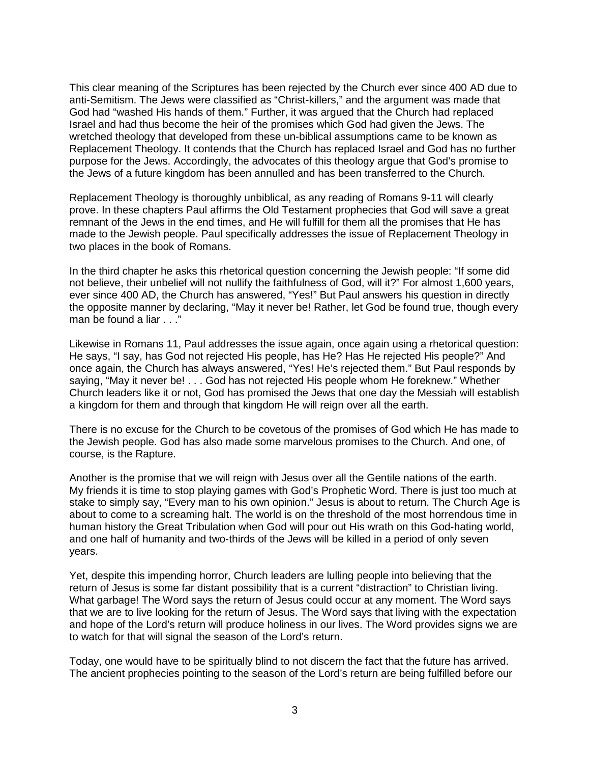This clear meaning of the Scriptures has been rejected by the Church ever since 400 AD due to anti-Semitism. The Jews were classified as "Christ-killers," and the argument was made that God had "washed His hands of them." Further, it was argued that the Church had replaced Israel and had thus become the heir of the promises which God had given the Jews. The wretched theology that developed from these un-biblical assumptions came to be known as Replacement Theology. It contends that the Church has replaced Israel and God has no further purpose for the Jews. Accordingly, the advocates of this theology argue that God's promise to the Jews of a future kingdom has been annulled and has been transferred to the Church.

Replacement Theology is thoroughly unbiblical, as any reading of Romans 9-11 will clearly prove. In these chapters Paul affirms the Old Testament prophecies that God will save a great remnant of the Jews in the end times, and He will fulfill for them all the promises that He has made to the Jewish people. Paul specifically addresses the issue of Replacement Theology in two places in the book of Romans.

In the third chapter he asks this rhetorical question concerning the Jewish people: "If some did not believe, their unbelief will not nullify the faithfulness of God, will it?" For almost 1,600 years, ever since 400 AD, the Church has answered, "Yes!" But Paul answers his question in directly the opposite manner by declaring, "May it never be! Rather, let God be found true, though every man be found a liar . . ."

Likewise in Romans 11, Paul addresses the issue again, once again using a rhetorical question: He says, "I say, has God not rejected His people, has He? Has He rejected His people?" And once again, the Church has always answered, "Yes! He's rejected them." But Paul responds by saying, "May it never be! . . . God has not rejected His people whom He foreknew." Whether Church leaders like it or not, God has promised the Jews that one day the Messiah will establish a kingdom for them and through that kingdom He will reign over all the earth.

There is no excuse for the Church to be covetous of the promises of God which He has made to the Jewish people. God has also made some marvelous promises to the Church. And one, of course, is the Rapture.

Another is the promise that we will reign with Jesus over all the Gentile nations of the earth. My friends it is time to stop playing games with God's Prophetic Word. There is just too much at stake to simply say, "Every man to his own opinion." Jesus is about to return. The Church Age is about to come to a screaming halt. The world is on the threshold of the most horrendous time in human history the Great Tribulation when God will pour out His wrath on this God-hating world, and one half of humanity and two-thirds of the Jews will be killed in a period of only seven years.

Yet, despite this impending horror, Church leaders are lulling people into believing that the return of Jesus is some far distant possibility that is a current "distraction" to Christian living. What garbage! The Word says the return of Jesus could occur at any moment. The Word says that we are to live looking for the return of Jesus. The Word says that living with the expectation and hope of the Lord's return will produce holiness in our lives. The Word provides signs we are to watch for that will signal the season of the Lord's return.

Today, one would have to be spiritually blind to not discern the fact that the future has arrived. The ancient prophecies pointing to the season of the Lord's return are being fulfilled before our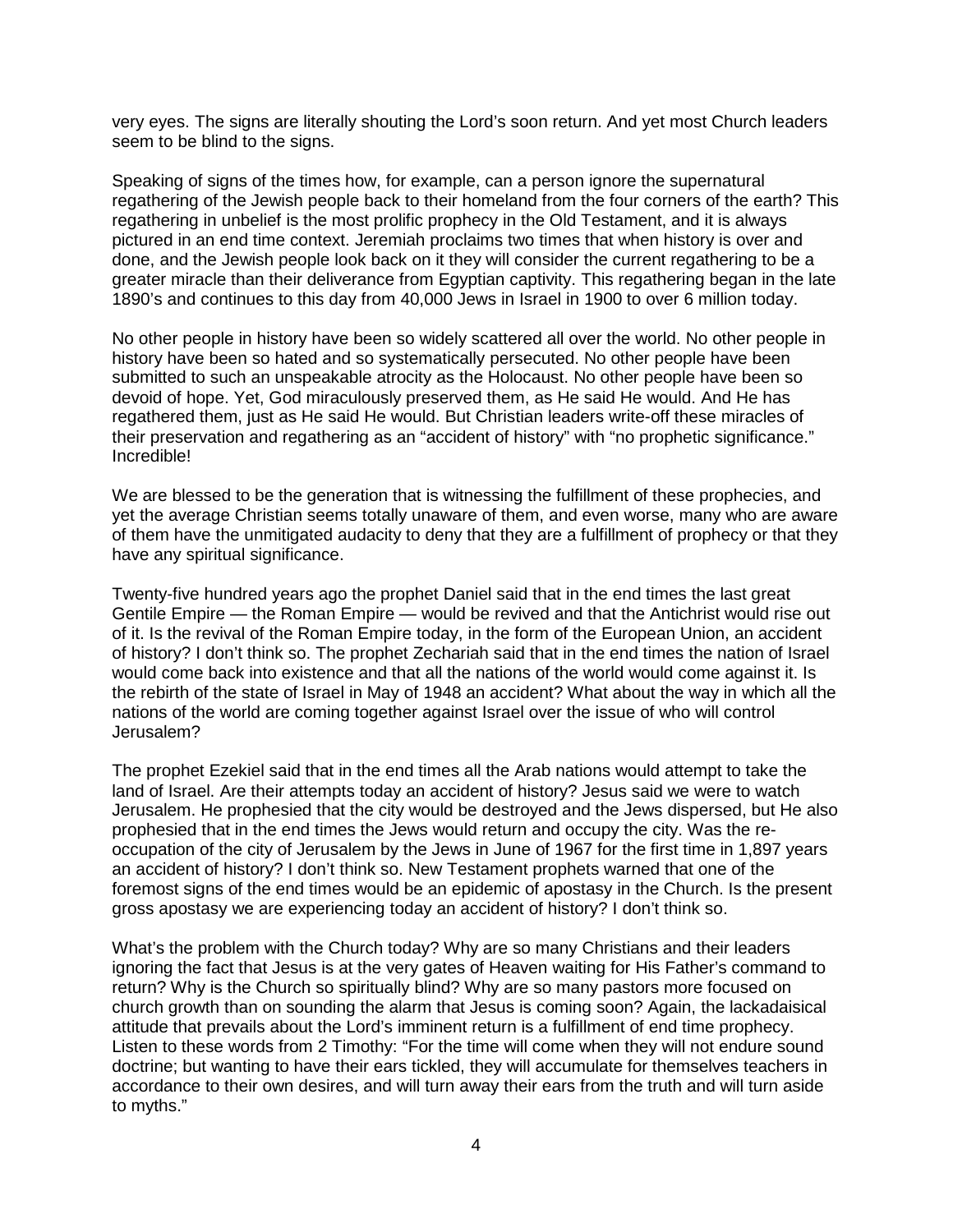very eyes. The signs are literally shouting the Lord's soon return. And yet most Church leaders seem to be blind to the signs.

Speaking of signs of the times how, for example, can a person ignore the supernatural regathering of the Jewish people back to their homeland from the four corners of the earth? This regathering in unbelief is the most prolific prophecy in the Old Testament, and it is always pictured in an end time context. Jeremiah proclaims two times that when history is over and done, and the Jewish people look back on it they will consider the current regathering to be a greater miracle than their deliverance from Egyptian captivity. This regathering began in the late 1890's and continues to this day from 40,000 Jews in Israel in 1900 to over 6 million today.

No other people in history have been so widely scattered all over the world. No other people in history have been so hated and so systematically persecuted. No other people have been submitted to such an unspeakable atrocity as the Holocaust. No other people have been so devoid of hope. Yet, God miraculously preserved them, as He said He would. And He has regathered them, just as He said He would. But Christian leaders write-off these miracles of their preservation and regathering as an "accident of history" with "no prophetic significance." Incredible!

We are blessed to be the generation that is witnessing the fulfillment of these prophecies, and yet the average Christian seems totally unaware of them, and even worse, many who are aware of them have the unmitigated audacity to deny that they are a fulfillment of prophecy or that they have any spiritual significance.

Twenty-five hundred years ago the prophet Daniel said that in the end times the last great Gentile Empire — the Roman Empire — would be revived and that the Antichrist would rise out of it. Is the revival of the Roman Empire today, in the form of the European Union, an accident of history? I don't think so. The prophet Zechariah said that in the end times the nation of Israel would come back into existence and that all the nations of the world would come against it. Is the rebirth of the state of Israel in May of 1948 an accident? What about the way in which all the nations of the world are coming together against Israel over the issue of who will control Jerusalem?

The prophet Ezekiel said that in the end times all the Arab nations would attempt to take the land of Israel. Are their attempts today an accident of history? Jesus said we were to watch Jerusalem. He prophesied that the city would be destroyed and the Jews dispersed, but He also prophesied that in the end times the Jews would return and occupy the city. Was the re-occupation of the city of Jerusalem by the Jews in June of 1967 for the first time in 1,897 years an accident of history? I don't think so. New Testament prophets warned that one of the foremost signs of the end times would be an epidemic of apostasy in the Church. Is the present gross apostasy we are experiencing today an accident of history? I don't think so.

What's the problem with the Church today? Why are so many Christians and their leaders ignoring the fact that Jesus is at the very gates of Heaven waiting for His Father's command to return? Why is the Church so spiritually blind? Why are so many pastors more focused on church growth than on sounding the alarm that Jesus is coming soon? Again, the lackadaisical attitude that prevails about the Lord's imminent return is a fulfillment of end time prophecy. Listen to these words from 2 Timothy: "For the time will come when they will not endure sound doctrine; but wanting to have their ears tickled, they will accumulate for themselves teachers in accordance to their own desires, and will turn away their ears from the truth and will turn aside to myths."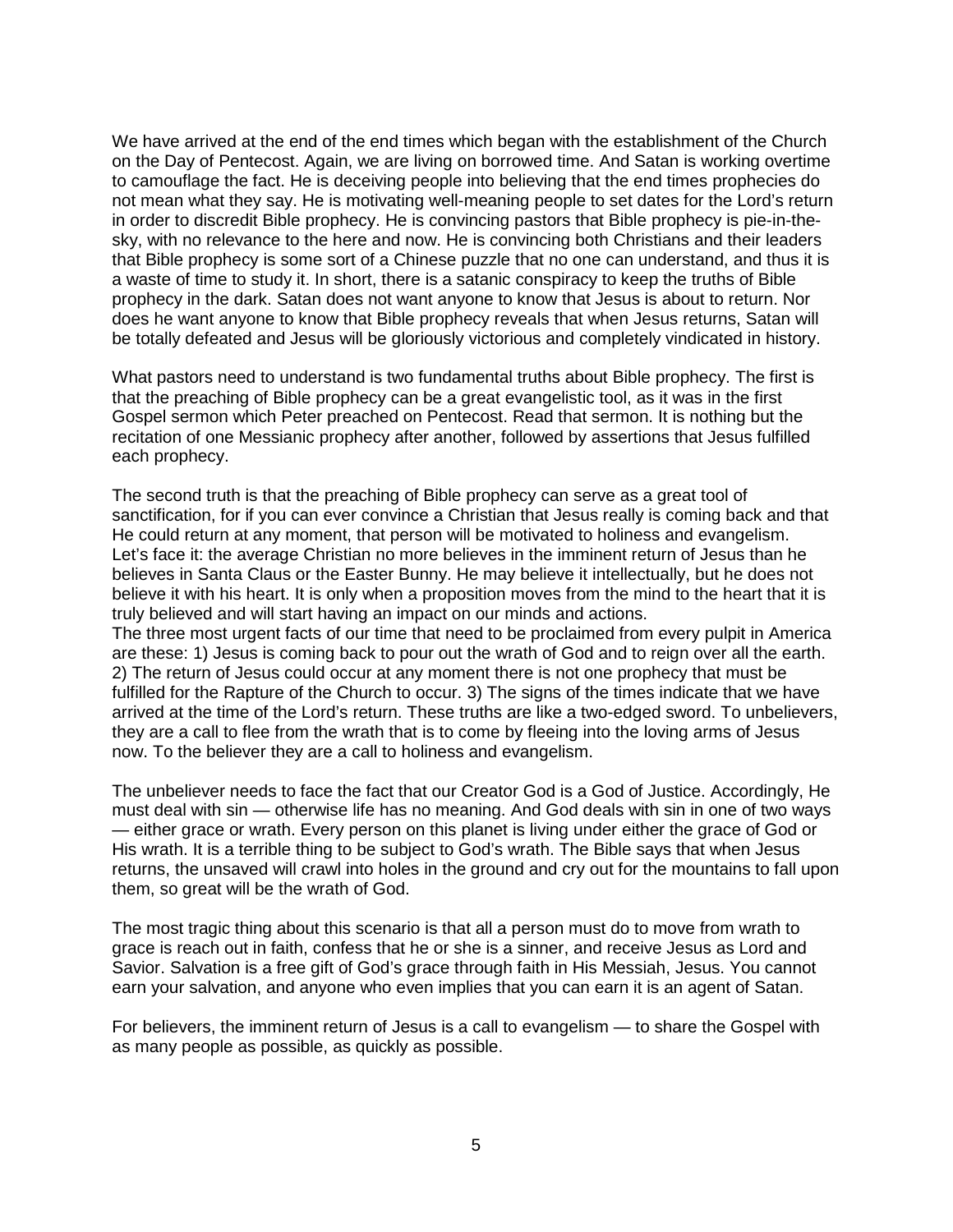We have arrived at the end of the end times which began with the establishment of the Church on the Day of Pentecost. Again, we are living on borrowed time. And Satan is working overtime to camouflage the fact. He is deceiving people into believing that the end times prophecies do not mean what they say. He is motivating well-meaning people to set dates for the Lord's return in order to discredit Bible prophecy. He is convincing pastors that Bible prophecy is pie-in-the-sky, with no relevance to the here and now. He is convincing both Christians and their leaders that Bible prophecy is some sort of a Chinese puzzle that no one can understand, and thus it is a waste of time to study it. In short, there is a satanic conspiracy to keep the truths of Bible prophecy in the dark. Satan does not want anyone to know that Jesus is about to return. Nor does he want anyone to know that Bible prophecy reveals that when Jesus returns, Satan will be totally defeated and Jesus will be gloriously victorious and completely vindicated in history.

What pastors need to understand is two fundamental truths about Bible prophecy. The first is that the preaching of Bible prophecy can be a great evangelistic tool, as it was in the first Gospel sermon which Peter preached on Pentecost. Read that sermon. It is nothing but the recitation of one Messianic prophecy after another, followed by assertions that Jesus fulfilled each prophecy.

The second truth is that the preaching of Bible prophecy can serve as a great tool of sanctification, for if you can ever convince a Christian that Jesus really is coming back and that He could return at any moment, that person will be motivated to holiness and evangelism. Let's face it: the average Christian no more believes in the imminent return of Jesus than he believes in Santa Claus or the Easter Bunny. He may believe it intellectually, but he does not believe it with his heart. It is only when a proposition moves from the mind to the heart that it is truly believed and will start having an impact on our minds and actions.
The three most urgent facts of our time that need to be proclaimed from every pulpit in America are these: 1) Jesus is coming back to pour out the wrath of God and to reign over all the earth. 2) The return of Jesus could occur at any moment there is not one prophecy that must be fulfilled for the Rapture of the Church to occur. 3) The signs of the times indicate that we have arrived at the time of the Lord's return. These truths are like a two-edged sword. To unbelievers, they are a call to flee from the wrath that is to come by fleeing into the loving arms of Jesus now. To the believer they are a call to holiness and evangelism.

The unbeliever needs to face the fact that our Creator God is a God of Justice. Accordingly, He must deal with sin — otherwise life has no meaning. And God deals with sin in one of two ways — either grace or wrath. Every person on this planet is living under either the grace of God or His wrath. It is a terrible thing to be subject to God's wrath. The Bible says that when Jesus returns, the unsaved will crawl into holes in the ground and cry out for the mountains to fall upon them, so great will be the wrath of God.

The most tragic thing about this scenario is that all a person must do to move from wrath to grace is reach out in faith, confess that he or she is a sinner, and receive Jesus as Lord and Savior. Salvation is a free gift of God's grace through faith in His Messiah, Jesus. You cannot earn your salvation, and anyone who even implies that you can earn it is an agent of Satan.

For believers, the imminent return of Jesus is a call to evangelism — to share the Gospel with as many people as possible, as quickly as possible.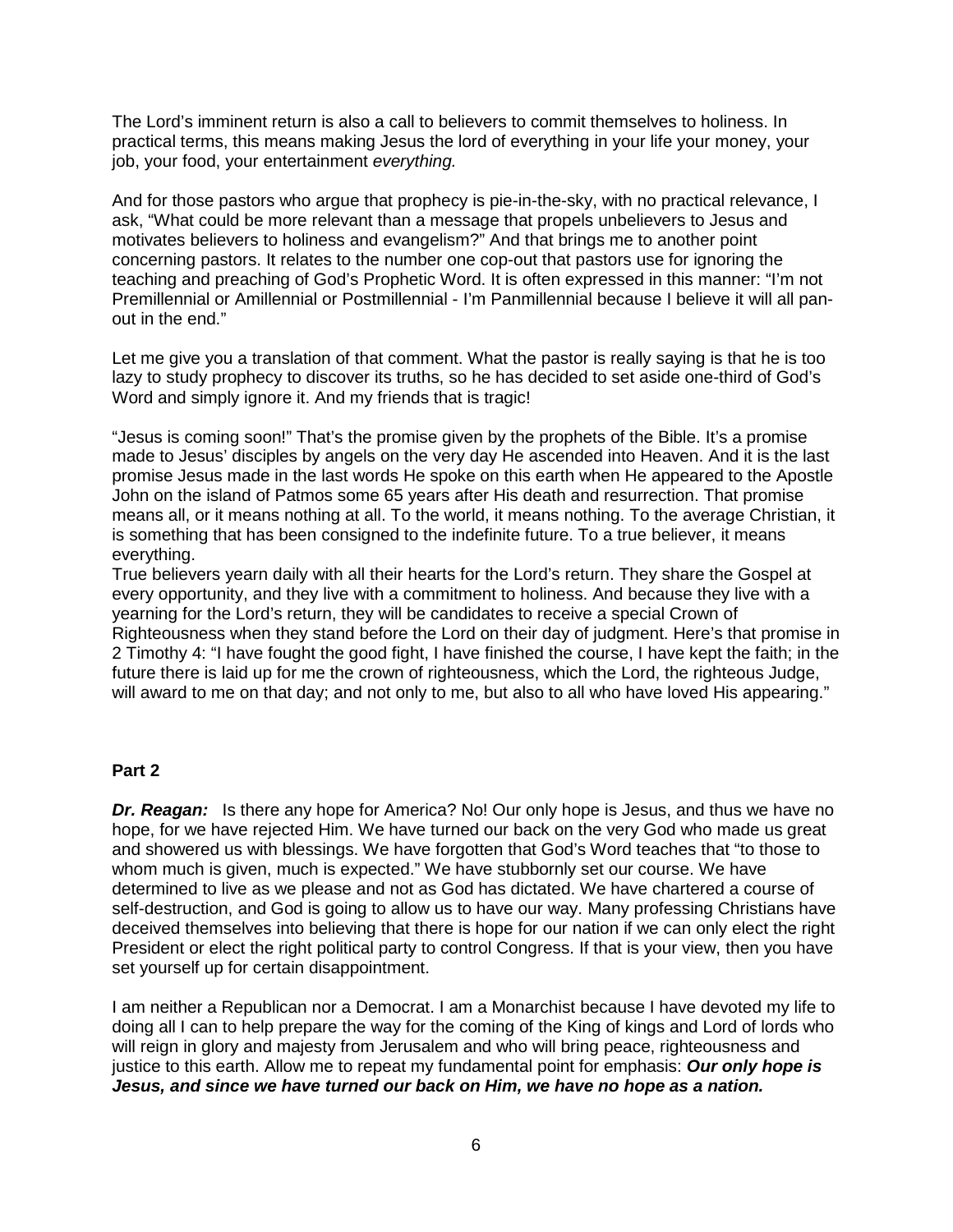The Lord's imminent return is also a call to believers to commit themselves to holiness. In practical terms, this means making Jesus the lord of everything in your life your money, your job, your food, your entertainment *everything.*

And for those pastors who argue that prophecy is pie-in-the-sky, with no practical relevance, I ask, "What could be more relevant than a message that propels unbelievers to Jesus and motivates believers to holiness and evangelism?" And that brings me to another point concerning pastors. It relates to the number one cop-out that pastors use for ignoring the teaching and preaching of God's Prophetic Word. It is often expressed in this manner: "I'm not Premillennial or Amillennial or Postmillennial - I'm Panmillennial because I believe it will all pan-out in the end."

Let me give you a translation of that comment. What the pastor is really saying is that he is too lazy to study prophecy to discover its truths, so he has decided to set aside one-third of God's Word and simply ignore it. And my friends that is tragic!

"Jesus is coming soon!" That's the promise given by the prophets of the Bible. It's a promise made to Jesus' disciples by angels on the very day He ascended into Heaven. And it is the last promise Jesus made in the last words He spoke on this earth when He appeared to the Apostle John on the island of Patmos some 65 years after His death and resurrection. That promise means all, or it means nothing at all. To the world, it means nothing. To the average Christian, it is something that has been consigned to the indefinite future. To a true believer, it means everything.

True believers yearn daily with all their hearts for the Lord's return. They share the Gospel at every opportunity, and they live with a commitment to holiness. And because they live with a yearning for the Lord's return, they will be candidates to receive a special Crown of Righteousness when they stand before the Lord on their day of judgment. Here's that promise in 2 Timothy 4: "I have fought the good fight, I have finished the course, I have kept the faith; in the future there is laid up for me the crown of righteousness, which the Lord, the righteous Judge, will award to me on that day; and not only to me, but also to all who have loved His appearing."

## Part 2

***Dr. Reagan:*** Is there any hope for America? No! Our only hope is Jesus, and thus we have no hope, for we have rejected Him. We have turned our back on the very God who made us great and showered us with blessings. We have forgotten that God's Word teaches that "to those to whom much is given, much is expected." We have stubbornly set our course. We have determined to live as we please and not as God has dictated. We have chartered a course of self-destruction, and God is going to allow us to have our way. Many professing Christians have deceived themselves into believing that there is hope for our nation if we can only elect the right President or elect the right political party to control Congress. If that is your view, then you have set yourself up for certain disappointment.

I am neither a Republican nor a Democrat. I am a Monarchist because I have devoted my life to doing all I can to help prepare the way for the coming of the King of kings and Lord of lords who will reign in glory and majesty from Jerusalem and who will bring peace, righteousness and justice to this earth. Allow me to repeat my fundamental point for emphasis: ***Our only hope is Jesus, and since we have turned our back on Him, we have no hope as a nation.***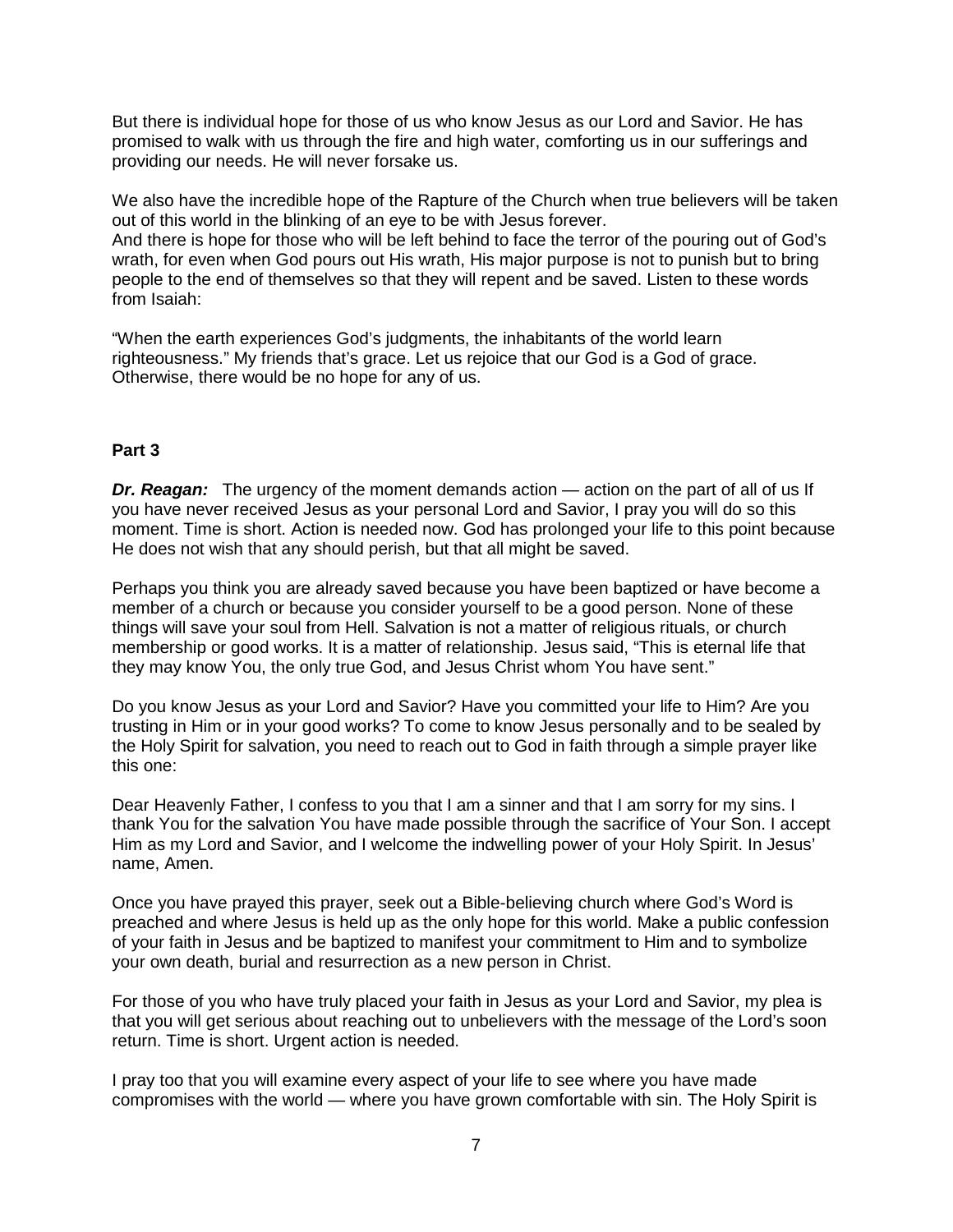But there is individual hope for those of us who know Jesus as our Lord and Savior. He has promised to walk with us through the fire and high water, comforting us in our sufferings and providing our needs. He will never forsake us.

We also have the incredible hope of the Rapture of the Church when true believers will be taken out of this world in the blinking of an eye to be with Jesus forever.
And there is hope for those who will be left behind to face the terror of the pouring out of God's wrath, for even when God pours out His wrath, His major purpose is not to punish but to bring people to the end of themselves so that they will repent and be saved. Listen to these words from Isaiah:

"When the earth experiences God's judgments, the inhabitants of the world learn righteousness." My friends that's grace. Let us rejoice that our God is a God of grace. Otherwise, there would be no hope for any of us.

## Part 3

***Dr. Reagan:*** The urgency of the moment demands action — action on the part of all of us If you have never received Jesus as your personal Lord and Savior, I pray you will do so this moment. Time is short. Action is needed now. God has prolonged your life to this point because He does not wish that any should perish, but that all might be saved.

Perhaps you think you are already saved because you have been baptized or have become a member of a church or because you consider yourself to be a good person. None of these things will save your soul from Hell. Salvation is not a matter of religious rituals, or church membership or good works. It is a matter of relationship. Jesus said, "This is eternal life that they may know You, the only true God, and Jesus Christ whom You have sent."

Do you know Jesus as your Lord and Savior? Have you committed your life to Him? Are you trusting in Him or in your good works? To come to know Jesus personally and to be sealed by the Holy Spirit for salvation, you need to reach out to God in faith through a simple prayer like this one:

Dear Heavenly Father, I confess to you that I am a sinner and that I am sorry for my sins. I thank You for the salvation You have made possible through the sacrifice of Your Son. I accept Him as my Lord and Savior, and I welcome the indwelling power of your Holy Spirit. In Jesus' name, Amen.

Once you have prayed this prayer, seek out a Bible-believing church where God's Word is preached and where Jesus is held up as the only hope for this world. Make a public confession of your faith in Jesus and be baptized to manifest your commitment to Him and to symbolize your own death, burial and resurrection as a new person in Christ.

For those of you who have truly placed your faith in Jesus as your Lord and Savior, my plea is that you will get serious about reaching out to unbelievers with the message of the Lord's soon return. Time is short. Urgent action is needed.

I pray too that you will examine every aspect of your life to see where you have made compromises with the world — where you have grown comfortable with sin. The Holy Spirit is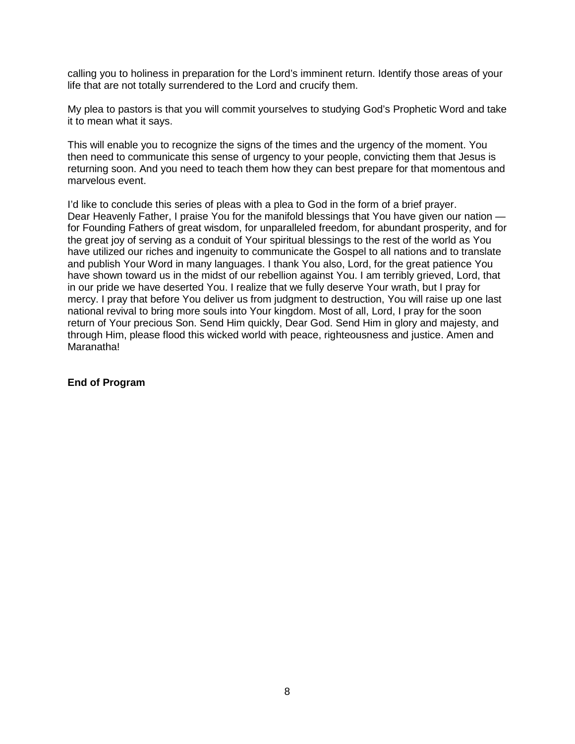calling you to holiness in preparation for the Lord's imminent return. Identify those areas of your life that are not totally surrendered to the Lord and crucify them.

My plea to pastors is that you will commit yourselves to studying God's Prophetic Word and take it to mean what it says.

This will enable you to recognize the signs of the times and the urgency of the moment. You then need to communicate this sense of urgency to your people, convicting them that Jesus is returning soon. And you need to teach them how they can best prepare for that momentous and marvelous event.

I'd like to conclude this series of pleas with a plea to God in the form of a brief prayer.
Dear Heavenly Father, I praise You for the manifold blessings that You have given our nation — for Founding Fathers of great wisdom, for unparalleled freedom, for abundant prosperity, and for the great joy of serving as a conduit of Your spiritual blessings to the rest of the world as You have utilized our riches and ingenuity to communicate the Gospel to all nations and to translate and publish Your Word in many languages. I thank You also, Lord, for the great patience You have shown toward us in the midst of our rebellion against You. I am terribly grieved, Lord, that in our pride we have deserted You. I realize that we fully deserve Your wrath, but I pray for mercy. I pray that before You deliver us from judgment to destruction, You will raise up one last national revival to bring more souls into Your kingdom. Most of all, Lord, I pray for the soon return of Your precious Son. Send Him quickly, Dear God. Send Him in glory and majesty, and through Him, please flood this wicked world with peace, righteousness and justice. Amen and Maranatha!

**End of Program**